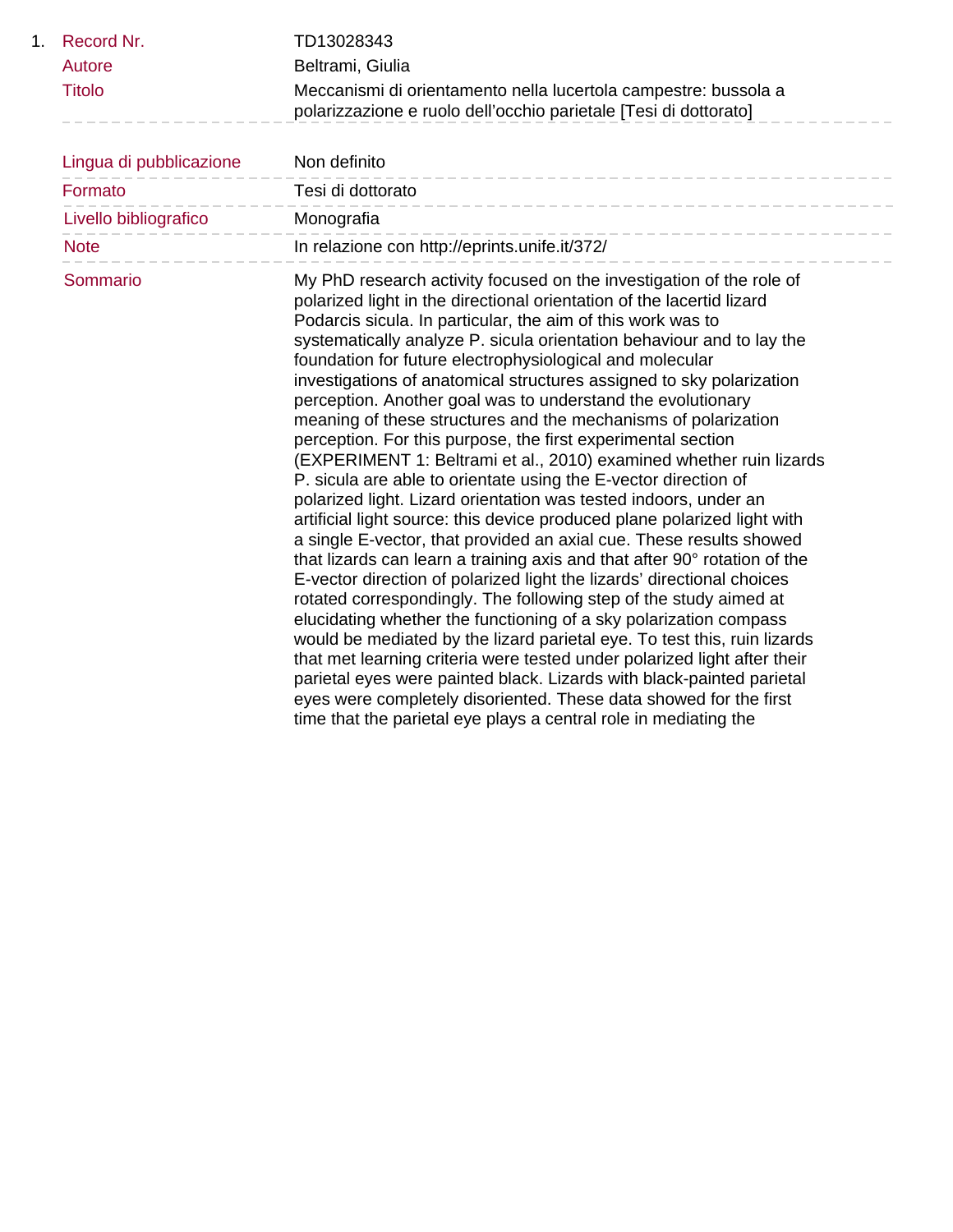1. Record Nr. TD13028343

| | |
|---|---|
| Autore | Beltrami, Giulia |
| Titolo | Meccanismi di orientamento nella lucertola campestre: bussola a polarizzazione e ruolo dell'occhio parietale [Tesi di dottorato] |
| Lingua di pubblicazione | Non definito |
| Formato | Tesi di dottorato |
| Livello bibliografico | Monografia |
| Note | In relazione con http://eprints.unife.it/372/ |
| Sommario | My PhD research activity focused on the investigation of the role of polarized light in the directional orientation of the lacertid lizard Podarcis sicula. In particular, the aim of this work was to systematically analyze P. sicula orientation behaviour and to lay the foundation for future electrophysiological and molecular investigations of anatomical structures assigned to sky polarization perception. Another goal was to understand the evolutionary meaning of these structures and the mechanisms of polarization perception. For this purpose, the first experimental section (EXPERIMENT 1: Beltrami et al., 2010) examined whether ruin lizards P. sicula are able to orientate using the E-vector direction of polarized light. Lizard orientation was tested indoors, under an artificial light source: this device produced plane polarized light with a single E-vector, that provided an axial cue. These results showed that lizards can learn a training axis and that after 90° rotation of the E-vector direction of polarized light the lizards' directional choices rotated correspondingly. The following step of the study aimed at elucidating whether the functioning of a sky polarization compass would be mediated by the lizard parietal eye. To test this, ruin lizards that met learning criteria were tested under polarized light after their parietal eyes were painted black. Lizards with black-painted parietal eyes were completely disoriented. These data showed for the first time that the parietal eye plays a central role in mediating the |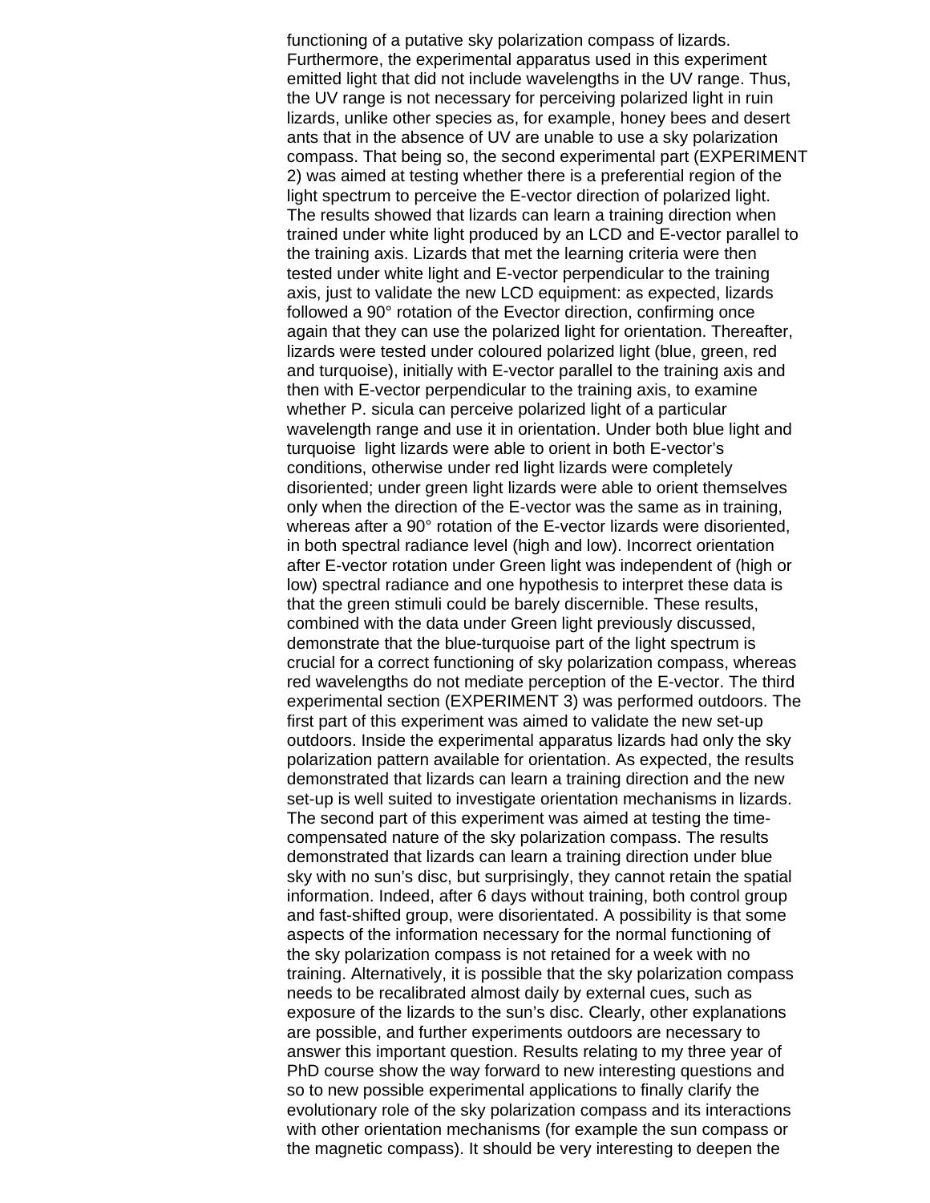functioning of a putative sky polarization compass of lizards. Furthermore, the experimental apparatus used in this experiment emitted light that did not include wavelengths in the UV range. Thus, the UV range is not necessary for perceiving polarized light in ruin lizards, unlike other species as, for example, honey bees and desert ants that in the absence of UV are unable to use a sky polarization compass. That being so, the second experimental part (EXPERIMENT 2) was aimed at testing whether there is a preferential region of the light spectrum to perceive the E-vector direction of polarized light. The results showed that lizards can learn a training direction when trained under white light produced by an LCD and E-vector parallel to the training axis. Lizards that met the learning criteria were then tested under white light and E-vector perpendicular to the training axis, just to validate the new LCD equipment: as expected, lizards followed a 90° rotation of the Evector direction, confirming once again that they can use the polarized light for orientation. Thereafter, lizards were tested under coloured polarized light (blue, green, red and turquoise), initially with E-vector parallel to the training axis and then with E-vector perpendicular to the training axis, to examine whether P. sicula can perceive polarized light of a particular wavelength range and use it in orientation. Under both blue light and turquoise light lizards were able to orient in both E-vector's conditions, otherwise under red light lizards were completely disoriented; under green light lizards were able to orient themselves only when the direction of the E-vector was the same as in training, whereas after a 90° rotation of the E-vector lizards were disoriented, in both spectral radiance level (high and low). Incorrect orientation after E-vector rotation under Green light was independent of (high or low) spectral radiance and one hypothesis to interpret these data is that the green stimuli could be barely discernible. These results, combined with the data under Green light previously discussed, demonstrate that the blue-turquoise part of the light spectrum is crucial for a correct functioning of sky polarization compass, whereas red wavelengths do not mediate perception of the E-vector. The third experimental section (EXPERIMENT 3) was performed outdoors. The first part of this experiment was aimed to validate the new set-up outdoors. Inside the experimental apparatus lizards had only the sky polarization pattern available for orientation. As expected, the results demonstrated that lizards can learn a training direction and the new set-up is well suited to investigate orientation mechanisms in lizards. The second part of this experiment was aimed at testing the time-compensated nature of the sky polarization compass. The results demonstrated that lizards can learn a training direction under blue sky with no sun's disc, but surprisingly, they cannot retain the spatial information. Indeed, after 6 days without training, both control group and fast-shifted group, were disorientated. A possibility is that some aspects of the information necessary for the normal functioning of the sky polarization compass is not retained for a week with no training. Alternatively, it is possible that the sky polarization compass needs to be recalibrated almost daily by external cues, such as exposure of the lizards to the sun's disc. Clearly, other explanations are possible, and further experiments outdoors are necessary to answer this important question. Results relating to my three year of PhD course show the way forward to new interesting questions and so to new possible experimental applications to finally clarify the evolutionary role of the sky polarization compass and its interactions with other orientation mechanisms (for example the sun compass or the magnetic compass). It should be very interesting to deepen the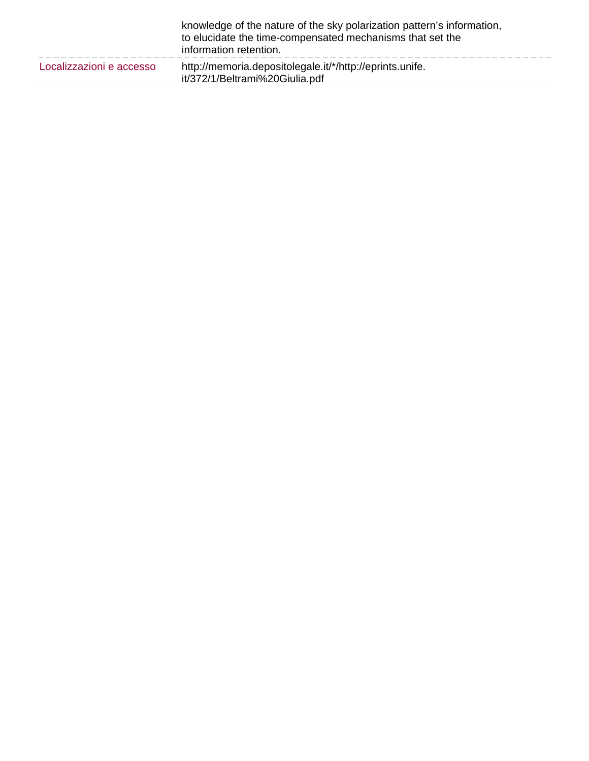| | |
|---|---|
| | knowledge of the nature of the sky polarization pattern's information, to elucidate the time-compensated mechanisms that set the information retention. |
| Localizzazioni e accesso | http://memoria.depositolegale.it/*/http://eprints.unife.it/372/1/Beltrami%20Giulia.pdf |